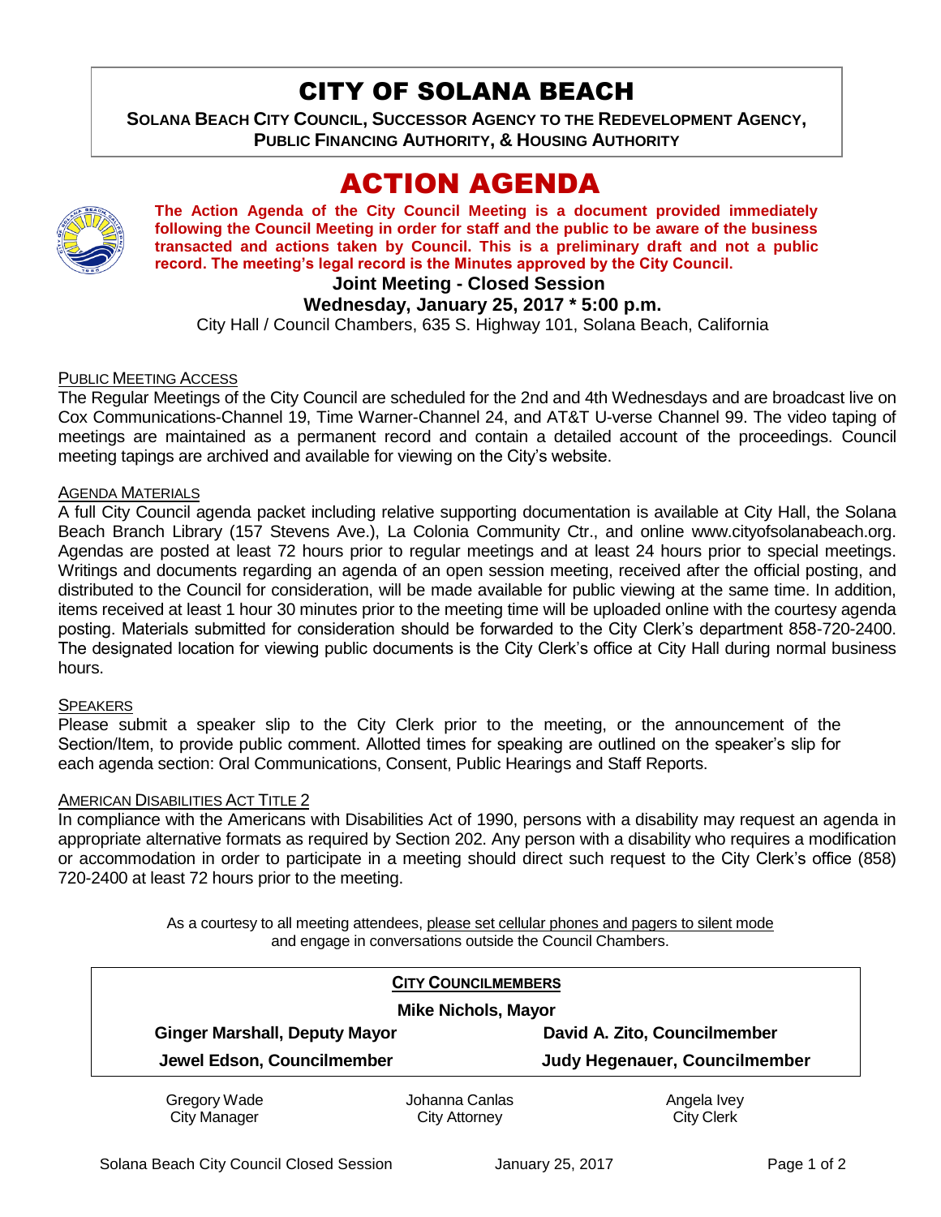# CITY OF SOLANA BEACH

**SOLANA BEACH CITY COUNCIL, SUCCESSOR AGENCY TO THE REDEVELOPMENT AGENCY, PUBLIC FINANCING AUTHORITY, & HOUSING AUTHORITY**

# ACTION AGENDA

**The Action Agenda of the City Council Meeting is a document provided immediately following the Council Meeting in order for staff and the public to be aware of the business transacted and actions taken by Council. This is a preliminary draft and not a public record. The meeting's legal record is the Minutes approved by the City Council.**

**Joint Meeting - Closed Session**

**Wednesday, January 25, 2017 * 5:00 p.m.**

City Hall / Council Chambers, 635 S. Highway 101, Solana Beach, California

PUBLIC MEETING ACCESS

The Regular Meetings of the City Council are scheduled for the 2nd and 4th Wednesdays and are broadcast live on Cox Communications-Channel 19, Time Warner-Channel 24, and AT&T U-verse Channel 99. The video taping of meetings are maintained as a permanent record and contain a detailed account of the proceedings. Council meeting tapings are archived and available for viewing on the City's website.

AGENDA MATERIALS

A full City Council agenda packet including relative supporting documentation is available at City Hall, the Solana Beach Branch Library (157 Stevens Ave.), La Colonia Community Ctr., and online www.cityofsolanabeach.org. Agendas are posted at least 72 hours prior to regular meetings and at least 24 hours prior to special meetings. Writings and documents regarding an agenda of an open session meeting, received after the official posting, and distributed to the Council for consideration, will be made available for public viewing at the same time. In addition, items received at least 1 hour 30 minutes prior to the meeting time will be uploaded online with the courtesy agenda posting. Materials submitted for consideration should be forwarded to the City Clerk's department 858-720-2400. The designated location for viewing public documents is the City Clerk's office at City Hall during normal business hours.

SPEAKERS

Please submit a speaker slip to the City Clerk prior to the meeting, or the announcement of the Section/Item, to provide public comment. Allotted times for speaking are outlined on the speaker's slip for each agenda section: Oral Communications, Consent, Public Hearings and Staff Reports.

AMERICAN DISABILITIES ACT TITLE 2

In compliance with the Americans with Disabilities Act of 1990, persons with a disability may request an agenda in appropriate alternative formats as required by Section 202. Any person with a disability who requires a modification or accommodation in order to participate in a meeting should direct such request to the City Clerk's office (858) 720-2400 at least 72 hours prior to the meeting.

As a courtesy to all meeting attendees, please set cellular phones and pagers to silent mode and engage in conversations outside the Council Chambers.

**CITY COUNCILMEMBERS**

**Mike Nichols, Mayor**

**Ginger Marshall, Deputy Mayor** | **David A. Zito, Councilmember**

**Jewel Edson, Councilmember** | **Judy Hegenauer, Councilmember**

| Gregory Wade<br>City Manager | Johanna Canlas<br>City Attorney | Angela Ivey<br>City Clerk |
|---|---|---|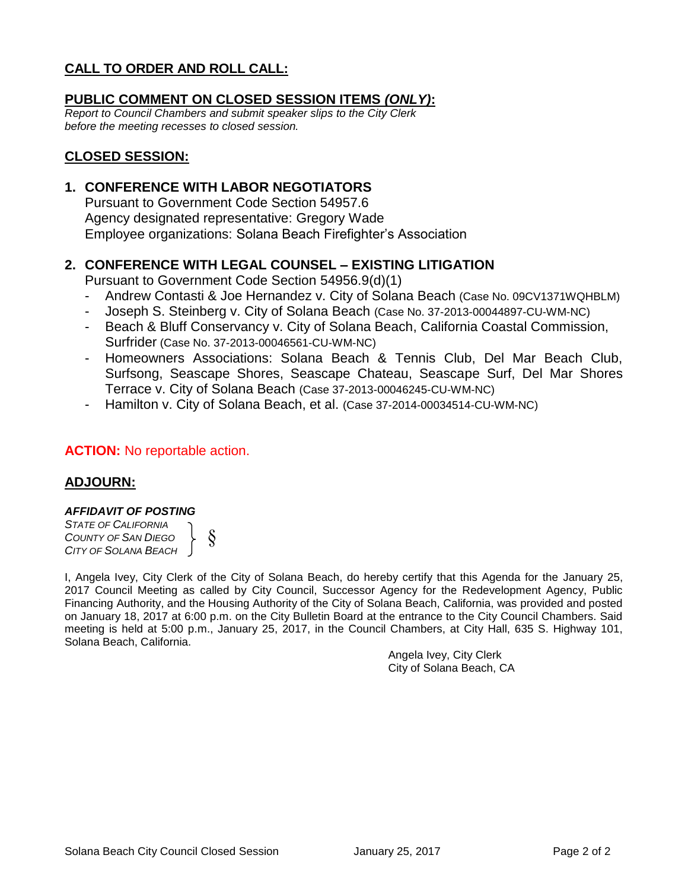## CALL TO ORDER AND ROLL CALL:

## PUBLIC COMMENT ON CLOSED SESSION ITEMS *(ONLY)*:

*Report to Council Chambers and submit speaker slips to the City Clerk before the meeting recesses to closed session.*

## CLOSED SESSION:

### 1. CONFERENCE WITH LABOR NEGOTIATORS

Pursuant to Government Code Section 54957.6
Agency designated representative: Gregory Wade
Employee organizations: Solana Beach Firefighter's Association

### 2. CONFERENCE WITH LEGAL COUNSEL – EXISTING LITIGATION

Pursuant to Government Code Section 54956.9(d)(1)

- Andrew Contasti & Joe Hernandez v. City of Solana Beach (Case No. 09CV1371WQHBLM)
- Joseph S. Steinberg v. City of Solana Beach (Case No. 37-2013-00044897-CU-WM-NC)
- Beach & Bluff Conservancy v. City of Solana Beach, California Coastal Commission, Surfrider (Case No. 37-2013-00046561-CU-WM-NC)
- Homeowners Associations: Solana Beach & Tennis Club, Del Mar Beach Club, Surfsong, Seascape Shores, Seascape Chateau, Seascape Surf, Del Mar Shores Terrace v. City of Solana Beach (Case 37-2013-00046245-CU-WM-NC)
- Hamilton v. City of Solana Beach, et al. (Case 37-2014-00034514-CU-WM-NC)

**ACTION:** No reportable action.

## ADJOURN:

***AFFIDAVIT OF POSTING***

*STATE OF CALIFORNIA*
*COUNTY OF SAN DIEGO* §
*CITY OF SOLANA BEACH*

I, Angela Ivey, City Clerk of the City of Solana Beach, do hereby certify that this Agenda for the January 25, 2017 Council Meeting as called by City Council, Successor Agency for the Redevelopment Agency, Public Financing Authority, and the Housing Authority of the City of Solana Beach, California, was provided and posted on January 18, 2017 at 6:00 p.m. on the City Bulletin Board at the entrance to the City Council Chambers. Said meeting is held at 5:00 p.m., January 25, 2017, in the Council Chambers, at City Hall, 635 S. Highway 101, Solana Beach, California.

Angela Ivey, City Clerk
City of Solana Beach, CA